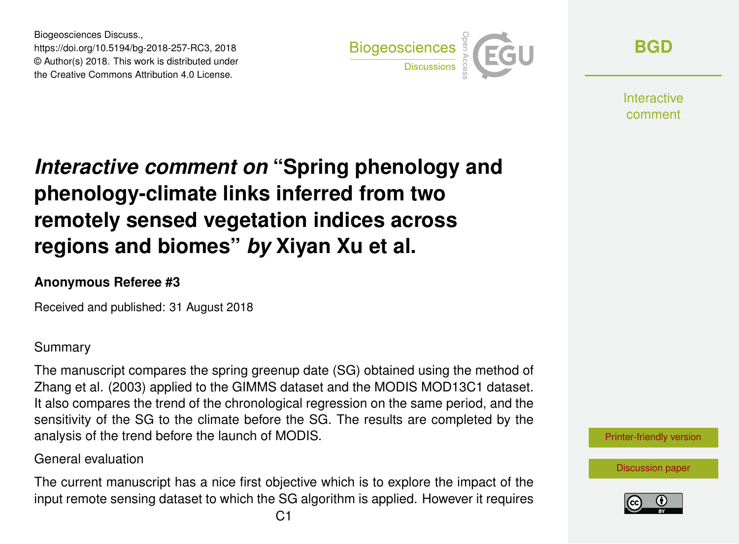Biogeosciences Discuss.,
https://doi.org/10.5194/bg-2018-257-RC3, 2018
© Author(s) 2018. This work is distributed under
the Creative Commons Attribution 4.0 License.

# *Interactive comment on* "Spring phenology and phenology-climate links inferred from two remotely sensed vegetation indices across regions and biomes" *by* Xiyan Xu et al.

**Anonymous Referee #3**

Received and published: 31 August 2018

Summary

The manuscript compares the spring greenup date (SG) obtained using the method of Zhang et al. (2003) applied to the GIMMS dataset and the MODIS MOD13C1 dataset. It also compares the trend of the chronological regression on the same period, and the sensitivity of the SG to the climate before the SG. The results are completed by the analysis of the trend before the launch of MODIS.

General evaluation

The current manuscript has a nice first objective which is to explore the impact of the input remote sensing dataset to which the SG algorithm is applied. However it requires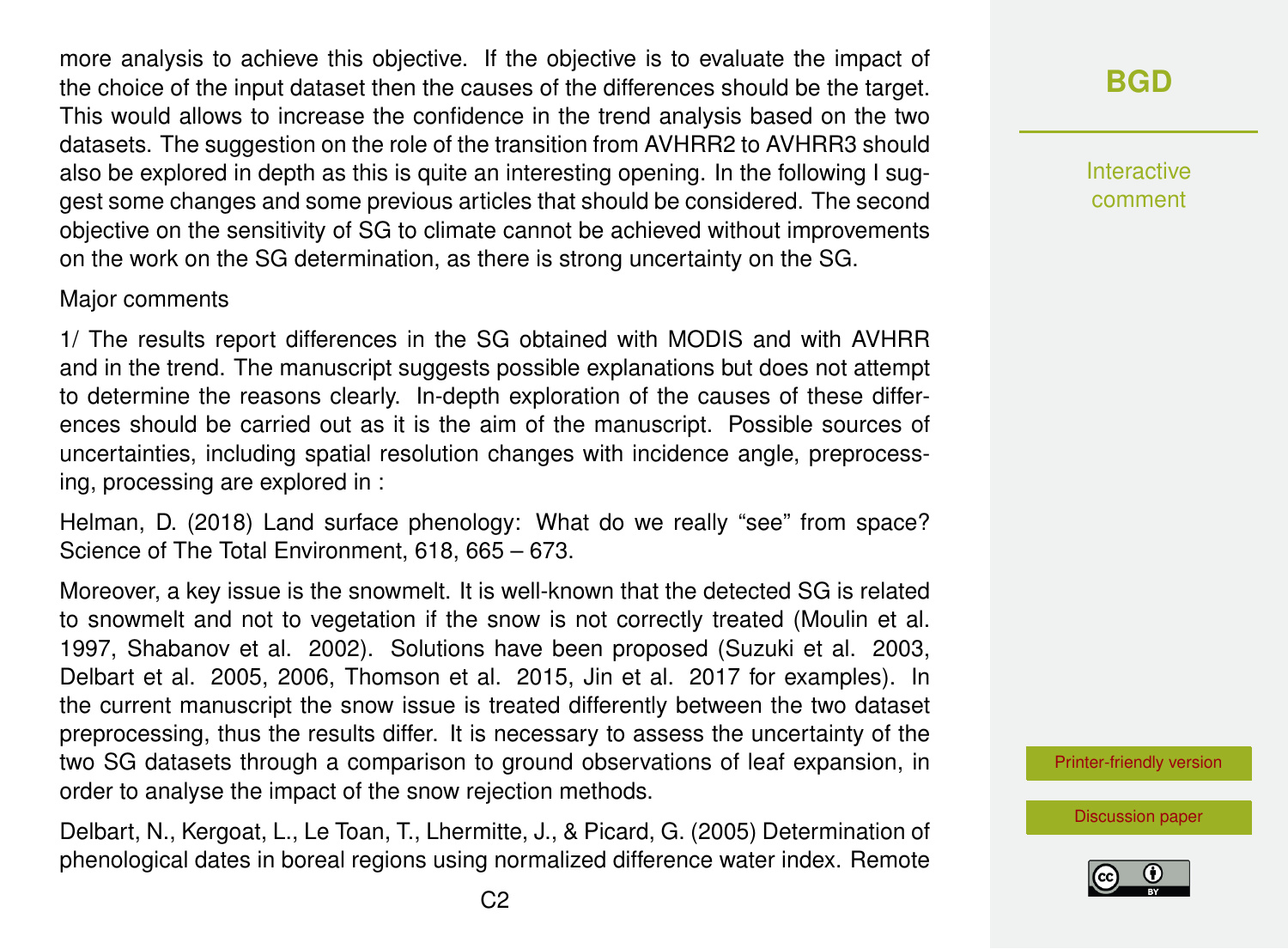more analysis to achieve this objective. If the objective is to evaluate the impact of the choice of the input dataset then the causes of the differences should be the target. This would allows to increase the confidence in the trend analysis based on the two datasets. The suggestion on the role of the transition from AVHRR2 to AVHRR3 should also be explored in depth as this is quite an interesting opening. In the following I suggest some changes and some previous articles that should be considered. The second objective on the sensitivity of SG to climate cannot be achieved without improvements on the work on the SG determination, as there is strong uncertainty on the SG.

Major comments

1/ The results report differences in the SG obtained with MODIS and with AVHRR and in the trend. The manuscript suggests possible explanations but does not attempt to determine the reasons clearly. In-depth exploration of the causes of these differences should be carried out as it is the aim of the manuscript. Possible sources of uncertainties, including spatial resolution changes with incidence angle, preprocessing, processing are explored in :

Helman, D. (2018) Land surface phenology: What do we really "see" from space? Science of The Total Environment, 618, 665 – 673.

Moreover, a key issue is the snowmelt. It is well-known that the detected SG is related to snowmelt and not to vegetation if the snow is not correctly treated (Moulin et al. 1997, Shabanov et al. 2002). Solutions have been proposed (Suzuki et al. 2003, Delbart et al. 2005, 2006, Thomson et al. 2015, Jin et al. 2017 for examples). In the current manuscript the snow issue is treated differently between the two dataset preprocessing, thus the results differ. It is necessary to assess the uncertainty of the two SG datasets through a comparison to ground observations of leaf expansion, in order to analyse the impact of the snow rejection methods.

Delbart, N., Kergoat, L., Le Toan, T., Lhermitte, J., & Picard, G. (2005) Determination of phenological dates in boreal regions using normalized difference water index. Remote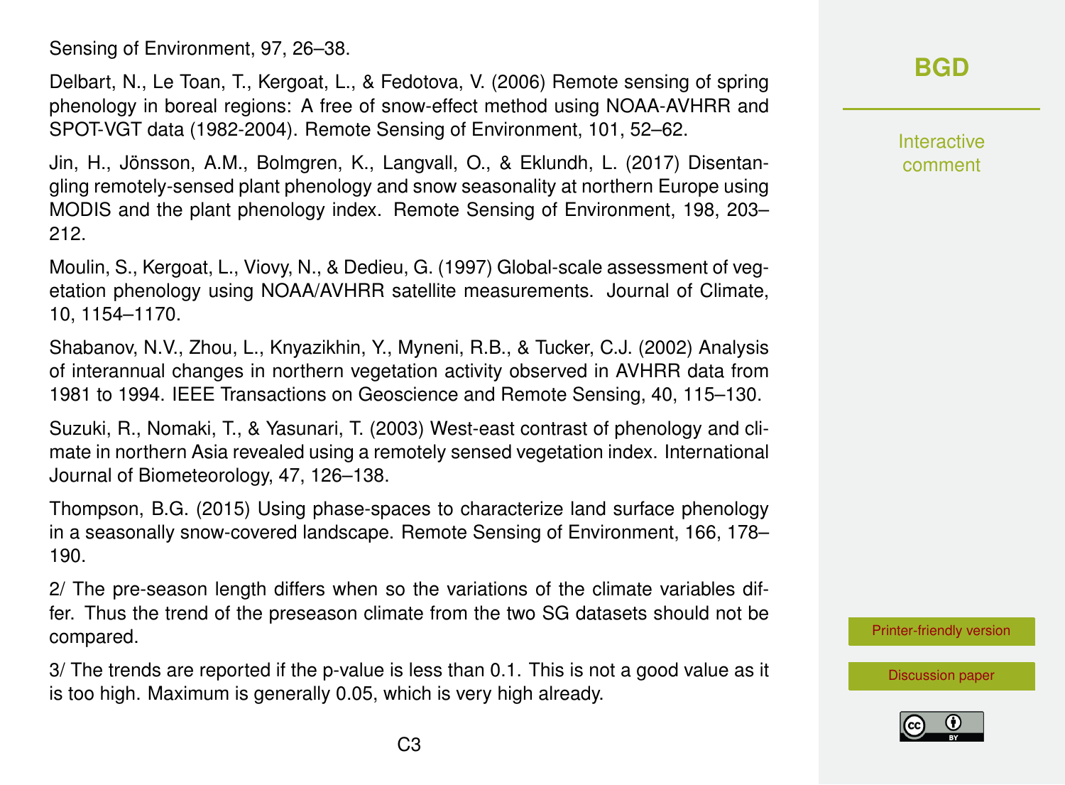Sensing of Environment, 97, 26–38.

Delbart, N., Le Toan, T., Kergoat, L., & Fedotova, V. (2006) Remote sensing of spring phenology in boreal regions: A free of snow-effect method using NOAA-AVHRR and SPOT-VGT data (1982-2004). Remote Sensing of Environment, 101, 52–62.

Jin, H., Jönsson, A.M., Bolmgren, K., Langvall, O., & Eklundh, L. (2017) Disentangling remotely-sensed plant phenology and snow seasonality at northern Europe using MODIS and the plant phenology index. Remote Sensing of Environment, 198, 203–212.

Moulin, S., Kergoat, L., Viovy, N., & Dedieu, G. (1997) Global-scale assessment of vegetation phenology using NOAA/AVHRR satellite measurements. Journal of Climate, 10, 1154–1170.

Shabanov, N.V., Zhou, L., Knyazikhin, Y., Myneni, R.B., & Tucker, C.J. (2002) Analysis of interannual changes in northern vegetation activity observed in AVHRR data from 1981 to 1994. IEEE Transactions on Geoscience and Remote Sensing, 40, 115–130.

Suzuki, R., Nomaki, T., & Yasunari, T. (2003) West-east contrast of phenology and climate in northern Asia revealed using a remotely sensed vegetation index. International Journal of Biometeorology, 47, 126–138.

Thompson, B.G. (2015) Using phase-spaces to characterize land surface phenology in a seasonally snow-covered landscape. Remote Sensing of Environment, 166, 178–190.

2/ The pre-season length differs when so the variations of the climate variables differ. Thus the trend of the preseason climate from the two SG datasets should not be compared.

3/ The trends are reported if the p-value is less than 0.1. This is not a good value as it is too high. Maximum is generally 0.05, which is very high already.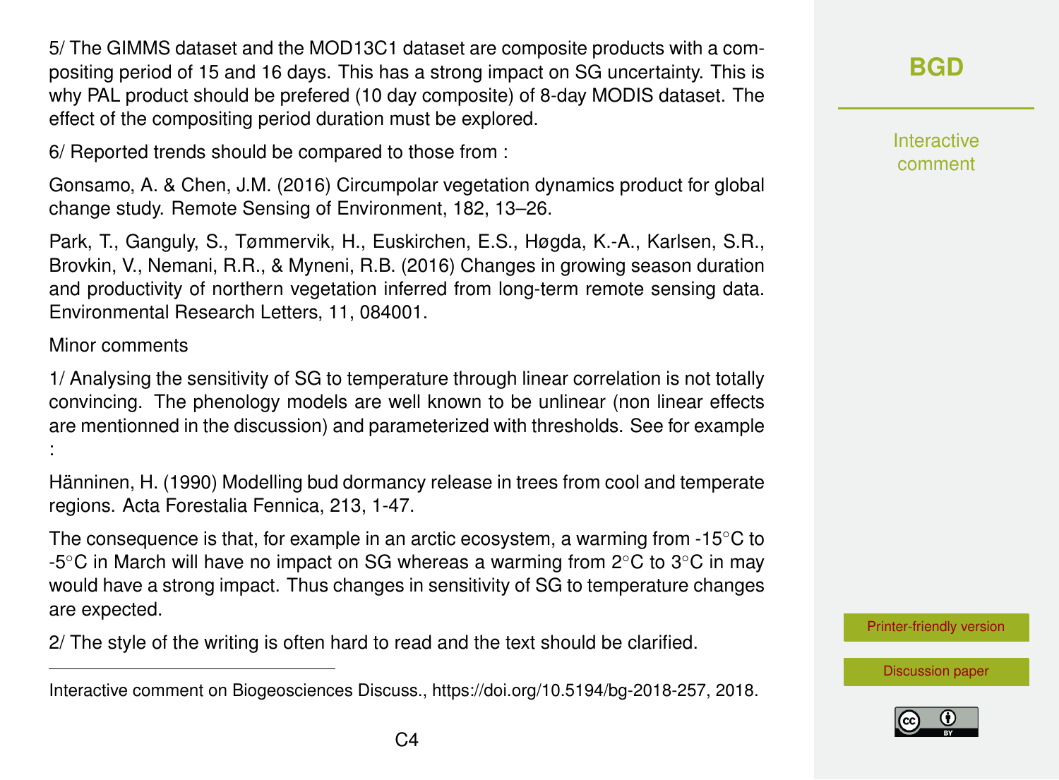5/ The GIMMS dataset and the MOD13C1 dataset are composite products with a compositing period of 15 and 16 days. This has a strong impact on SG uncertainty. This is why PAL product should be prefered (10 day composite) of 8-day MODIS dataset. The effect of the compositing period duration must be explored.

6/ Reported trends should be compared to those from :

Gonsamo, A. & Chen, J.M. (2016) Circumpolar vegetation dynamics product for global change study. Remote Sensing of Environment, 182, 13–26.

Park, T., Ganguly, S., Tømmervik, H., Euskirchen, E.S., Høgda, K.-A., Karlsen, S.R., Brovkin, V., Nemani, R.R., & Myneni, R.B. (2016) Changes in growing season duration and productivity of northern vegetation inferred from long-term remote sensing data. Environmental Research Letters, 11, 084001.

Minor comments

1/ Analysing the sensitivity of SG to temperature through linear correlation is not totally convincing. The phenology models are well known to be unlinear (non linear effects are mentionned in the discussion) and parameterized with thresholds. See for example :

Hänninen, H. (1990) Modelling bud dormancy release in trees from cool and temperate regions. Acta Forestalia Fennica, 213, 1-47.

The consequence is that, for example in an arctic ecosystem, a warming from -15°C to -5°C in March will have no impact on SG whereas a warming from 2°C to 3°C in may would have a strong impact. Thus changes in sensitivity of SG to temperature changes are expected.

2/ The style of the writing is often hard to read and the text should be clarified.

---

Interactive comment on Biogeosciences Discuss., https://doi.org/10.5194/bg-2018-257, 2018.